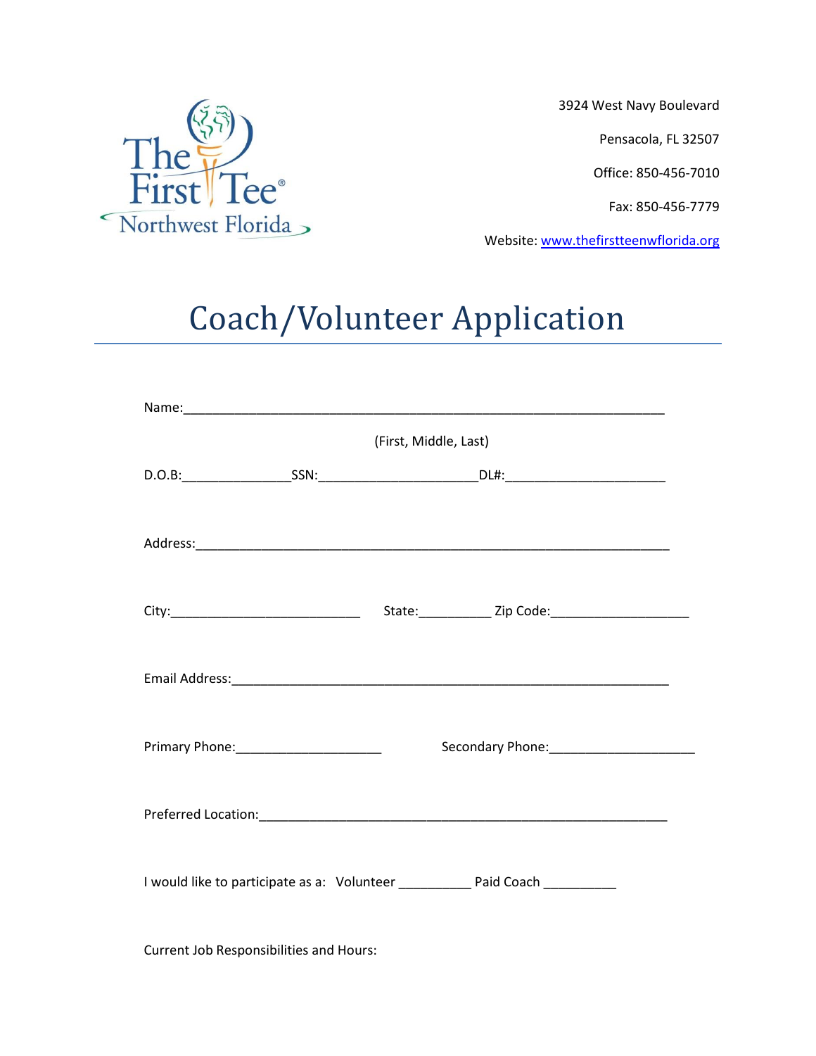The First Tee® Northwest Florida

3924 West Navy Boulevard

Pensacola, FL 32507

Office: 850-456-7010

Fax: 850-456-7779

Website: www.thefirstteenwflorida.org

# Coach/Volunteer Application

Name:_____________________________________________________________

(First, Middle, Last)

D.O.B:______________SSN:____________________DL#:____________________

Address:____________________________________________________________

City:________________________ State:_________ Zip Code:_________________

Email Address:_______________________________________________________

Primary Phone:__________________ Secondary Phone:__________________

Preferred Location:____________________________________________________

I would like to participate as a: Volunteer _________ Paid Coach _________

Current Job Responsibilities and Hours: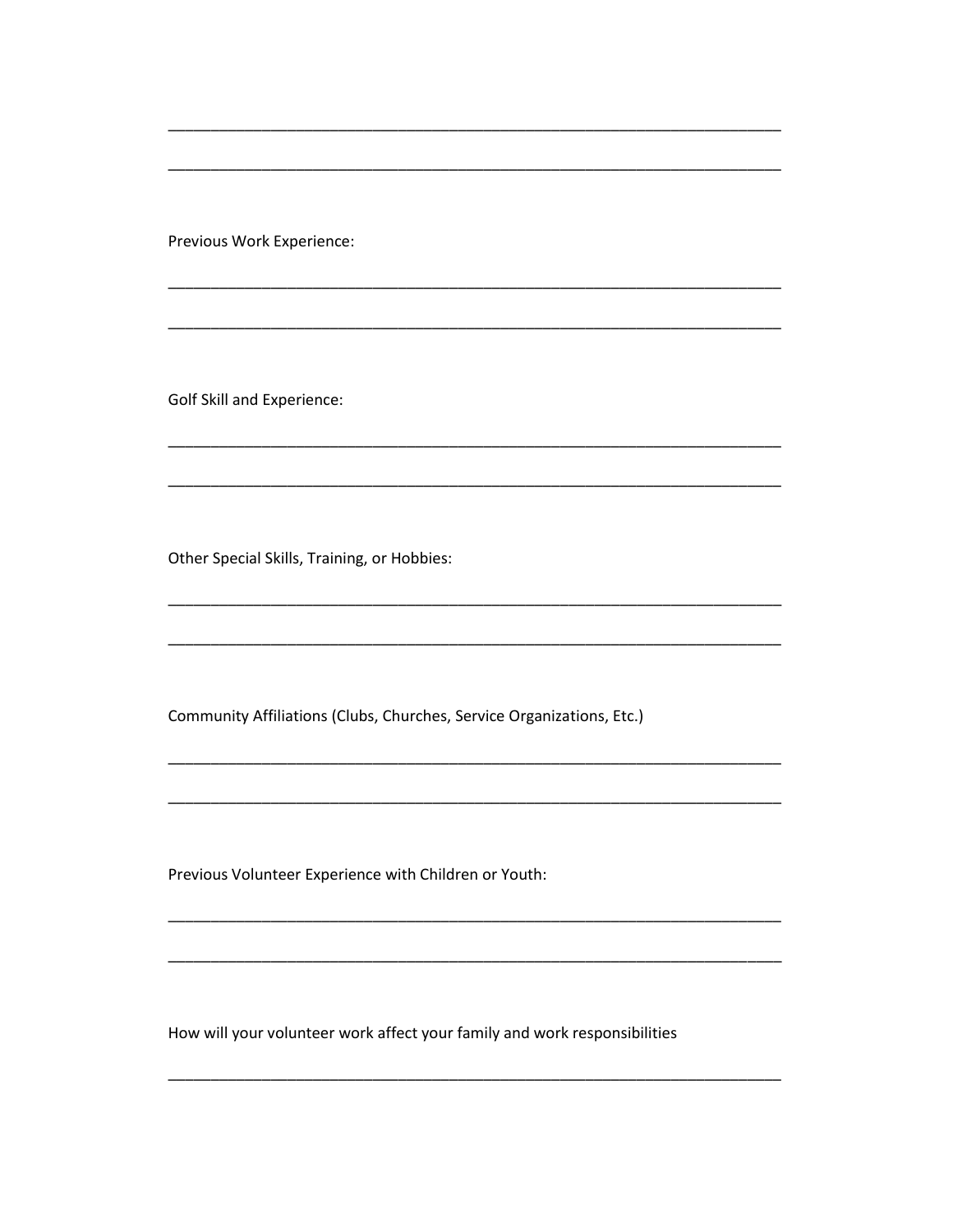\_\_\_\_\_\_\_\_\_\_\_\_\_\_\_\_\_\_\_\_\_\_\_\_\_\_\_\_\_\_\_\_\_\_\_\_\_\_\_\_\_\_\_\_\_\_\_\_\_\_\_\_\_\_\_\_\_\_\_\_\_\_\_\_\_\_\_\_\_\_\_\_

\_\_\_\_\_\_\_\_\_\_\_\_\_\_\_\_\_\_\_\_\_\_\_\_\_\_\_\_\_\_\_\_\_\_\_\_\_\_\_\_\_\_\_\_\_\_\_\_\_\_\_\_\_\_\_\_\_\_\_\_\_\_\_\_\_\_\_\_\_\_\_\_

Previous Work Experience:

\_\_\_\_\_\_\_\_\_\_\_\_\_\_\_\_\_\_\_\_\_\_\_\_\_\_\_\_\_\_\_\_\_\_\_\_\_\_\_\_\_\_\_\_\_\_\_\_\_\_\_\_\_\_\_\_\_\_\_\_\_\_\_\_\_\_\_\_\_\_\_\_

\_\_\_\_\_\_\_\_\_\_\_\_\_\_\_\_\_\_\_\_\_\_\_\_\_\_\_\_\_\_\_\_\_\_\_\_\_\_\_\_\_\_\_\_\_\_\_\_\_\_\_\_\_\_\_\_\_\_\_\_\_\_\_\_\_\_\_\_\_\_\_\_

Golf Skill and Experience:

\_\_\_\_\_\_\_\_\_\_\_\_\_\_\_\_\_\_\_\_\_\_\_\_\_\_\_\_\_\_\_\_\_\_\_\_\_\_\_\_\_\_\_\_\_\_\_\_\_\_\_\_\_\_\_\_\_\_\_\_\_\_\_\_\_\_\_\_\_\_\_\_

\_\_\_\_\_\_\_\_\_\_\_\_\_\_\_\_\_\_\_\_\_\_\_\_\_\_\_\_\_\_\_\_\_\_\_\_\_\_\_\_\_\_\_\_\_\_\_\_\_\_\_\_\_\_\_\_\_\_\_\_\_\_\_\_\_\_\_\_\_\_\_\_

Other Special Skills, Training, or Hobbies:

\_\_\_\_\_\_\_\_\_\_\_\_\_\_\_\_\_\_\_\_\_\_\_\_\_\_\_\_\_\_\_\_\_\_\_\_\_\_\_\_\_\_\_\_\_\_\_\_\_\_\_\_\_\_\_\_\_\_\_\_\_\_\_\_\_\_\_\_\_\_\_\_

\_\_\_\_\_\_\_\_\_\_\_\_\_\_\_\_\_\_\_\_\_\_\_\_\_\_\_\_\_\_\_\_\_\_\_\_\_\_\_\_\_\_\_\_\_\_\_\_\_\_\_\_\_\_\_\_\_\_\_\_\_\_\_\_\_\_\_\_\_\_\_\_

Community Affiliations (Clubs, Churches, Service Organizations, Etc.)

\_\_\_\_\_\_\_\_\_\_\_\_\_\_\_\_\_\_\_\_\_\_\_\_\_\_\_\_\_\_\_\_\_\_\_\_\_\_\_\_\_\_\_\_\_\_\_\_\_\_\_\_\_\_\_\_\_\_\_\_\_\_\_\_\_\_\_\_\_\_\_\_

\_\_\_\_\_\_\_\_\_\_\_\_\_\_\_\_\_\_\_\_\_\_\_\_\_\_\_\_\_\_\_\_\_\_\_\_\_\_\_\_\_\_\_\_\_\_\_\_\_\_\_\_\_\_\_\_\_\_\_\_\_\_\_\_\_\_\_\_\_\_\_\_

Previous Volunteer Experience with Children or Youth:

\_\_\_\_\_\_\_\_\_\_\_\_\_\_\_\_\_\_\_\_\_\_\_\_\_\_\_\_\_\_\_\_\_\_\_\_\_\_\_\_\_\_\_\_\_\_\_\_\_\_\_\_\_\_\_\_\_\_\_\_\_\_\_\_\_\_\_\_\_\_\_\_

\_\_\_\_\_\_\_\_\_\_\_\_\_\_\_\_\_\_\_\_\_\_\_\_\_\_\_\_\_\_\_\_\_\_\_\_\_\_\_\_\_\_\_\_\_\_\_\_\_\_\_\_\_\_\_\_\_\_\_\_\_\_\_\_\_\_\_\_\_\_\_\_

How will your volunteer work affect your family and work responsibilities

\_\_\_\_\_\_\_\_\_\_\_\_\_\_\_\_\_\_\_\_\_\_\_\_\_\_\_\_\_\_\_\_\_\_\_\_\_\_\_\_\_\_\_\_\_\_\_\_\_\_\_\_\_\_\_\_\_\_\_\_\_\_\_\_\_\_\_\_\_\_\_\_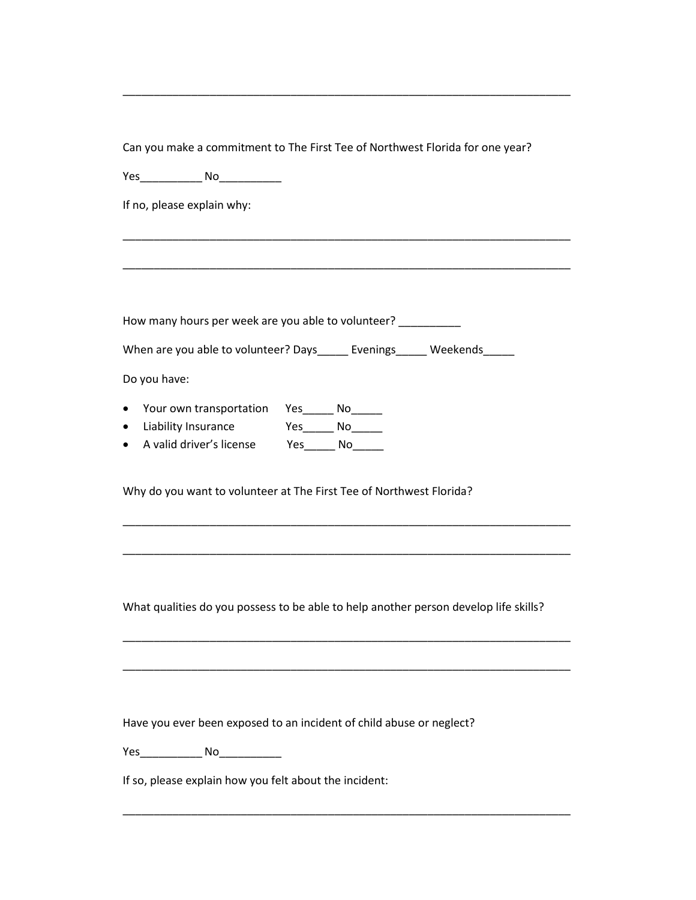___________________________________________________________________________

Can you make a commitment to The First Tee of Northwest Florida for one year?

Yes__________ No__________

If no, please explain why:

___________________________________________________________________________

___________________________________________________________________________

How many hours per week are you able to volunteer? __________

When are you able to volunteer? Days_____ Evenings_____ Weekends_____

Do you have:

- Your own transportation Yes_____ No_____
- Liability Insurance Yes_____ No_____
- A valid driver's license Yes_____ No_____

Why do you want to volunteer at The First Tee of Northwest Florida?

___________________________________________________________________________

___________________________________________________________________________

What qualities do you possess to be able to help another person develop life skills?

___________________________________________________________________________

___________________________________________________________________________

Have you ever been exposed to an incident of child abuse or neglect?

Yes__________ No__________

If so, please explain how you felt about the incident:

___________________________________________________________________________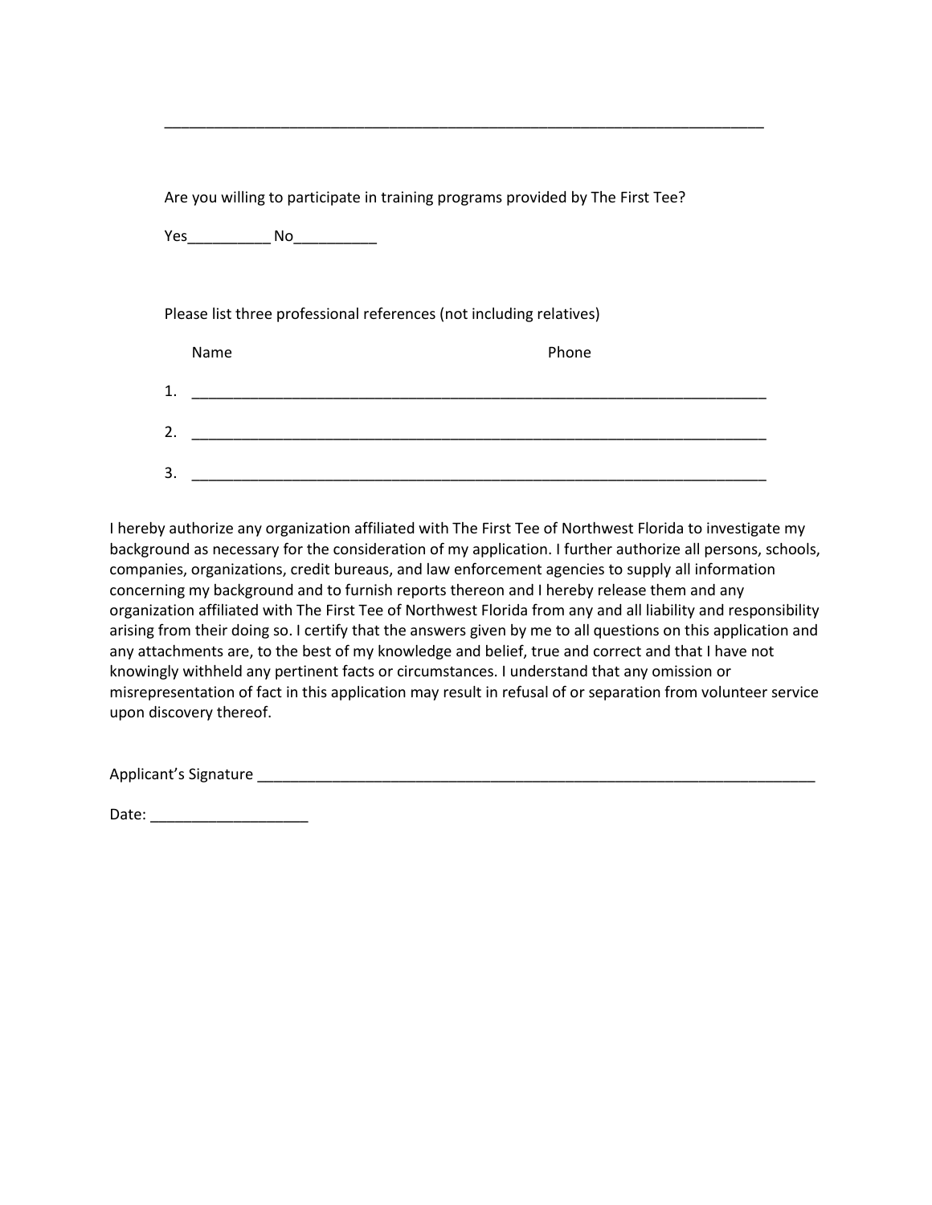_____________________________________________________________________________

Are you willing to participate in training programs provided by The First Tee?

Yes__________ No__________

Please list three professional references (not including relatives)

Name Phone

1. ___________________________________________________________________________

2. ___________________________________________________________________________

3. ___________________________________________________________________________

I hereby authorize any organization affiliated with The First Tee of Northwest Florida to investigate my background as necessary for the consideration of my application. I further authorize all persons, schools, companies, organizations, credit bureaus, and law enforcement agencies to supply all information concerning my background and to furnish reports thereon and I hereby release them and any organization affiliated with The First Tee of Northwest Florida from any and all liability and responsibility arising from their doing so. I certify that the answers given by me to all questions on this application and any attachments are, to the best of my knowledge and belief, true and correct and that I have not knowingly withheld any pertinent facts or circumstances. I understand that any omission or misrepresentation of fact in this application may result in refusal of or separation from volunteer service upon discovery thereof.

Applicant's Signature ________________________________________________________________________

Date: ___________________